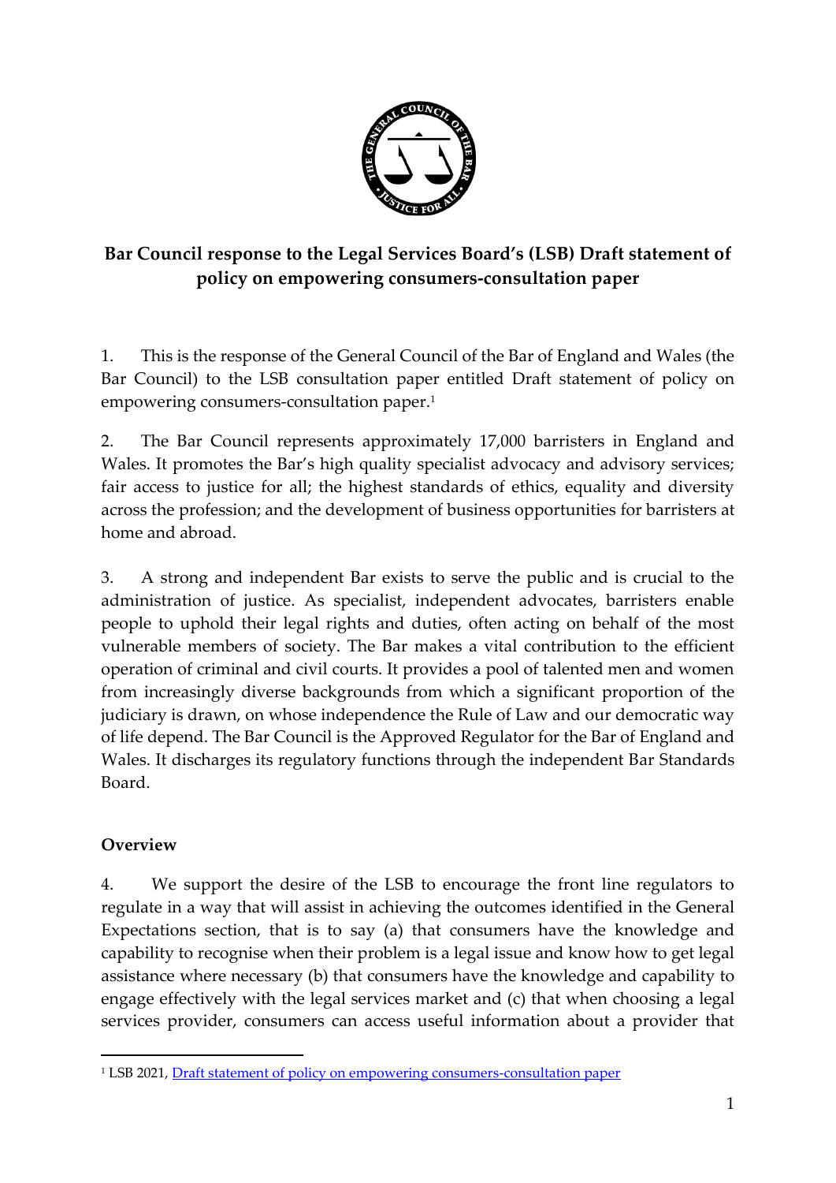# Bar Council response to the Legal Services Board's (LSB) Draft statement of policy on empowering consumers-consultation paper

1. This is the response of the General Council of the Bar of England and Wales (the Bar Council) to the LSB consultation paper entitled Draft statement of policy on empowering consumers-consultation paper.[1]

2. The Bar Council represents approximately 17,000 barristers in England and Wales. It promotes the Bar's high quality specialist advocacy and advisory services; fair access to justice for all; the highest standards of ethics, equality and diversity across the profession; and the development of business opportunities for barristers at home and abroad.

3. A strong and independent Bar exists to serve the public and is crucial to the administration of justice. As specialist, independent advocates, barristers enable people to uphold their legal rights and duties, often acting on behalf of the most vulnerable members of society. The Bar makes a vital contribution to the efficient operation of criminal and civil courts. It provides a pool of talented men and women from increasingly diverse backgrounds from which a significant proportion of the judiciary is drawn, on whose independence the Rule of Law and our democratic way of life depend. The Bar Council is the Approved Regulator for the Bar of England and Wales. It discharges its regulatory functions through the independent Bar Standards Board.

## Overview

4. We support the desire of the LSB to encourage the front line regulators to regulate in a way that will assist in achieving the outcomes identified in the General Expectations section, that is to say (a) that consumers have the knowledge and capability to recognise when their problem is a legal issue and know how to get legal assistance where necessary (b) that consumers have the knowledge and capability to engage effectively with the legal services market and (c) that when choosing a legal services provider, consumers can access useful information about a provider that

[1] LSB 2021, Draft statement of policy on empowering consumers-consultation paper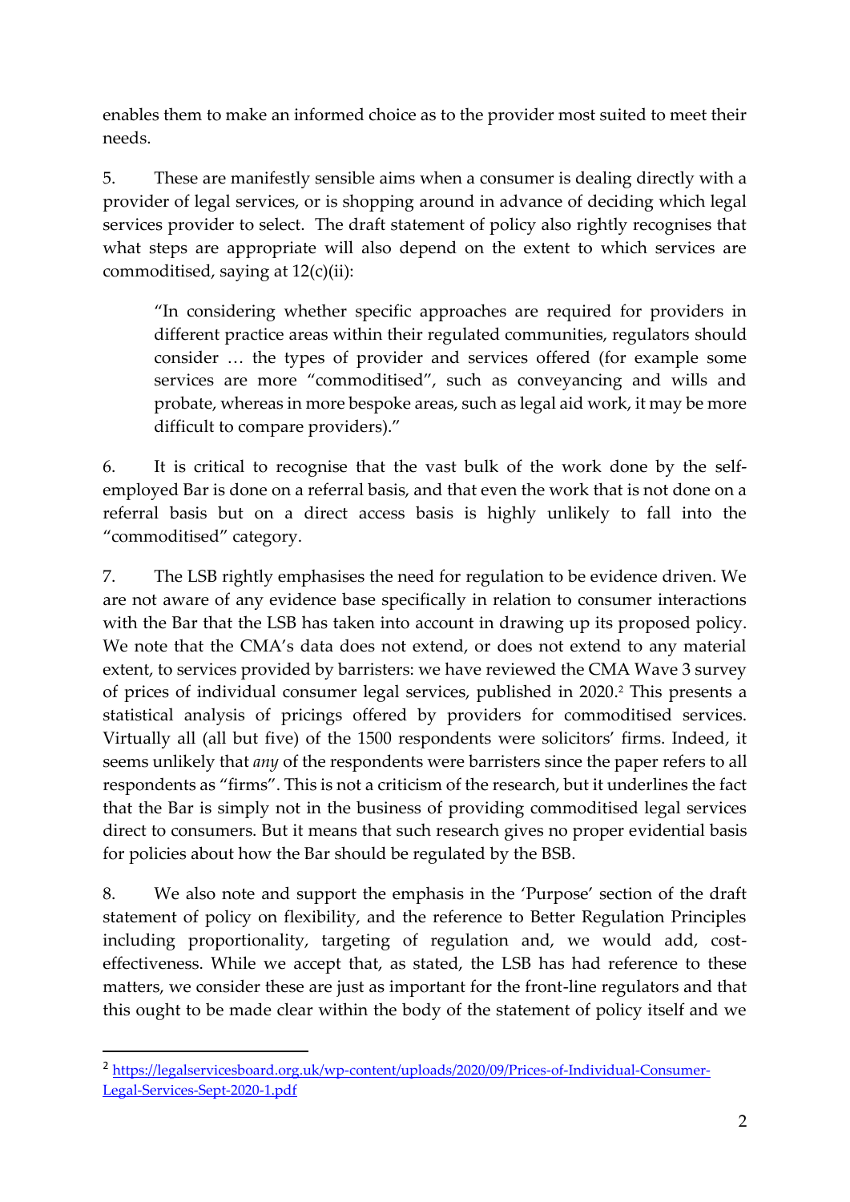enables them to make an informed choice as to the provider most suited to meet their needs.

5. These are manifestly sensible aims when a consumer is dealing directly with a provider of legal services, or is shopping around in advance of deciding which legal services provider to select. The draft statement of policy also rightly recognises that what steps are appropriate will also depend on the extent to which services are commoditised, saying at 12(c)(ii):

> "In considering whether specific approaches are required for providers in different practice areas within their regulated communities, regulators should consider … the types of provider and services offered (for example some services are more "commoditised", such as conveyancing and wills and probate, whereas in more bespoke areas, such as legal aid work, it may be more difficult to compare providers)."

6. It is critical to recognise that the vast bulk of the work done by the self-employed Bar is done on a referral basis, and that even the work that is not done on a referral basis but on a direct access basis is highly unlikely to fall into the "commoditised" category.

7. The LSB rightly emphasises the need for regulation to be evidence driven. We are not aware of any evidence base specifically in relation to consumer interactions with the Bar that the LSB has taken into account in drawing up its proposed policy. We note that the CMA's data does not extend, or does not extend to any material extent, to services provided by barristers: we have reviewed the CMA Wave 3 survey of prices of individual consumer legal services, published in 2020.[2] This presents a statistical analysis of pricings offered by providers for commoditised services. Virtually all (all but five) of the 1500 respondents were solicitors' firms. Indeed, it seems unlikely that *any* of the respondents were barristers since the paper refers to all respondents as "firms". This is not a criticism of the research, but it underlines the fact that the Bar is simply not in the business of providing commoditised legal services direct to consumers. But it means that such research gives no proper evidential basis for policies about how the Bar should be regulated by the BSB.

8. We also note and support the emphasis in the 'Purpose' section of the draft statement of policy on flexibility, and the reference to Better Regulation Principles including proportionality, targeting of regulation and, we would add, cost-effectiveness. While we accept that, as stated, the LSB has had reference to these matters, we consider these are just as important for the front-line regulators and that this ought to be made clear within the body of the statement of policy itself and we

---

[2] https://legalservicesboard.org.uk/wp-content/uploads/2020/09/Prices-of-Individual-Consumer-Legal-Services-Sept-2020-1.pdf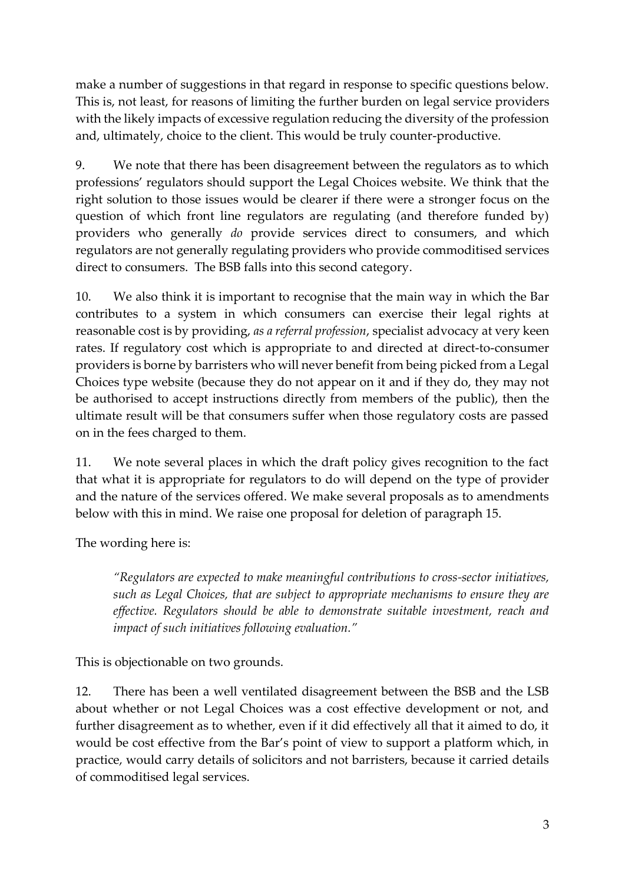make a number of suggestions in that regard in response to specific questions below. This is, not least, for reasons of limiting the further burden on legal service providers with the likely impacts of excessive regulation reducing the diversity of the profession and, ultimately, choice to the client. This would be truly counter-productive.

9. We note that there has been disagreement between the regulators as to which professions' regulators should support the Legal Choices website. We think that the right solution to those issues would be clearer if there were a stronger focus on the question of which front line regulators are regulating (and therefore funded by) providers who generally *do* provide services direct to consumers, and which regulators are not generally regulating providers who provide commoditised services direct to consumers. The BSB falls into this second category.

10. We also think it is important to recognise that the main way in which the Bar contributes to a system in which consumers can exercise their legal rights at reasonable cost is by providing, *as a referral profession*, specialist advocacy at very keen rates. If regulatory cost which is appropriate to and directed at direct-to-consumer providers is borne by barristers who will never benefit from being picked from a Legal Choices type website (because they do not appear on it and if they do, they may not be authorised to accept instructions directly from members of the public), then the ultimate result will be that consumers suffer when those regulatory costs are passed on in the fees charged to them.

11. We note several places in which the draft policy gives recognition to the fact that what it is appropriate for regulators to do will depend on the type of provider and the nature of the services offered. We make several proposals as to amendments below with this in mind. We raise one proposal for deletion of paragraph 15.

The wording here is:

> *"Regulators are expected to make meaningful contributions to cross-sector initiatives, such as Legal Choices, that are subject to appropriate mechanisms to ensure they are effective. Regulators should be able to demonstrate suitable investment, reach and impact of such initiatives following evaluation."*

This is objectionable on two grounds.

12. There has been a well ventilated disagreement between the BSB and the LSB about whether or not Legal Choices was a cost effective development or not, and further disagreement as to whether, even if it did effectively all that it aimed to do, it would be cost effective from the Bar's point of view to support a platform which, in practice, would carry details of solicitors and not barristers, because it carried details of commoditised legal services.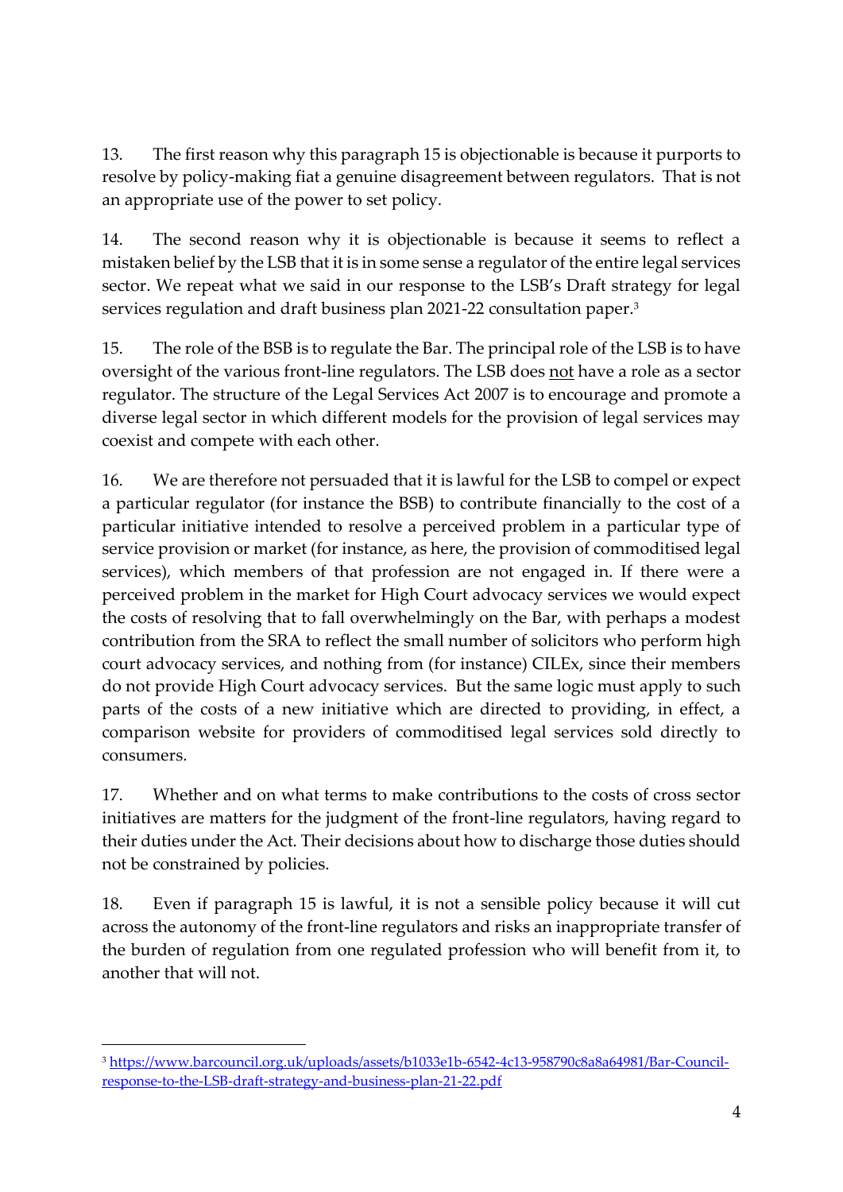13. The first reason why this paragraph 15 is objectionable is because it purports to resolve by policy-making fiat a genuine disagreement between regulators. That is not an appropriate use of the power to set policy.

14. The second reason why it is objectionable is because it seems to reflect a mistaken belief by the LSB that it is in some sense a regulator of the entire legal services sector. We repeat what we said in our response to the LSB's Draft strategy for legal services regulation and draft business plan 2021-22 consultation paper.[3]

15. The role of the BSB is to regulate the Bar. The principal role of the LSB is to have oversight of the various front-line regulators. The LSB does not have a role as a sector regulator. The structure of the Legal Services Act 2007 is to encourage and promote a diverse legal sector in which different models for the provision of legal services may coexist and compete with each other.

16. We are therefore not persuaded that it is lawful for the LSB to compel or expect a particular regulator (for instance the BSB) to contribute financially to the cost of a particular initiative intended to resolve a perceived problem in a particular type of service provision or market (for instance, as here, the provision of commoditised legal services), which members of that profession are not engaged in. If there were a perceived problem in the market for High Court advocacy services we would expect the costs of resolving that to fall overwhelmingly on the Bar, with perhaps a modest contribution from the SRA to reflect the small number of solicitors who perform high court advocacy services, and nothing from (for instance) CILEx, since their members do not provide High Court advocacy services. But the same logic must apply to such parts of the costs of a new initiative which are directed to providing, in effect, a comparison website for providers of commoditised legal services sold directly to consumers.

17. Whether and on what terms to make contributions to the costs of cross sector initiatives are matters for the judgment of the front-line regulators, having regard to their duties under the Act. Their decisions about how to discharge those duties should not be constrained by policies.

18. Even if paragraph 15 is lawful, it is not a sensible policy because it will cut across the autonomy of the front-line regulators and risks an inappropriate transfer of the burden of regulation from one regulated profession who will benefit from it, to another that will not.

---

[3] https://www.barcouncil.org.uk/uploads/assets/b1033e1b-6542-4c13-958790c8a8a64981/Bar-Council-response-to-the-LSB-draft-strategy-and-business-plan-21-22.pdf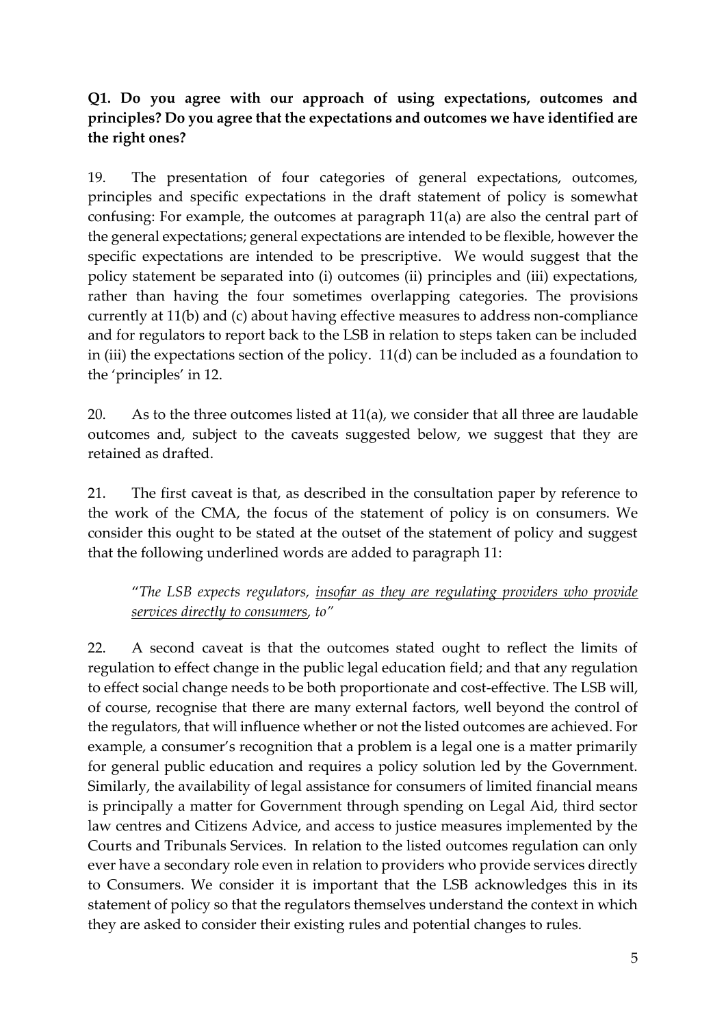**Q1. Do you agree with our approach of using expectations, outcomes and principles? Do you agree that the expectations and outcomes we have identified are the right ones?**

19. The presentation of four categories of general expectations, outcomes, principles and specific expectations in the draft statement of policy is somewhat confusing: For example, the outcomes at paragraph 11(a) are also the central part of the general expectations; general expectations are intended to be flexible, however the specific expectations are intended to be prescriptive. We would suggest that the policy statement be separated into (i) outcomes (ii) principles and (iii) expectations, rather than having the four sometimes overlapping categories. The provisions currently at 11(b) and (c) about having effective measures to address non-compliance and for regulators to report back to the LSB in relation to steps taken can be included in (iii) the expectations section of the policy. 11(d) can be included as a foundation to the 'principles' in 12.

20. As to the three outcomes listed at 11(a), we consider that all three are laudable outcomes and, subject to the caveats suggested below, we suggest that they are retained as drafted.

21. The first caveat is that, as described in the consultation paper by reference to the work of the CMA, the focus of the statement of policy is on consumers. We consider this ought to be stated at the outset of the statement of policy and suggest that the following underlined words are added to paragraph 11:

> "*The LSB expects regulators, <u>insofar as they are regulating providers who provide services directly to consumers</u>, to"*

22. A second caveat is that the outcomes stated ought to reflect the limits of regulation to effect change in the public legal education field; and that any regulation to effect social change needs to be both proportionate and cost-effective. The LSB will, of course, recognise that there are many external factors, well beyond the control of the regulators, that will influence whether or not the listed outcomes are achieved. For example, a consumer's recognition that a problem is a legal one is a matter primarily for general public education and requires a policy solution led by the Government. Similarly, the availability of legal assistance for consumers of limited financial means is principally a matter for Government through spending on Legal Aid, third sector law centres and Citizens Advice, and access to justice measures implemented by the Courts and Tribunals Services. In relation to the listed outcomes regulation can only ever have a secondary role even in relation to providers who provide services directly to Consumers. We consider it is important that the LSB acknowledges this in its statement of policy so that the regulators themselves understand the context in which they are asked to consider their existing rules and potential changes to rules.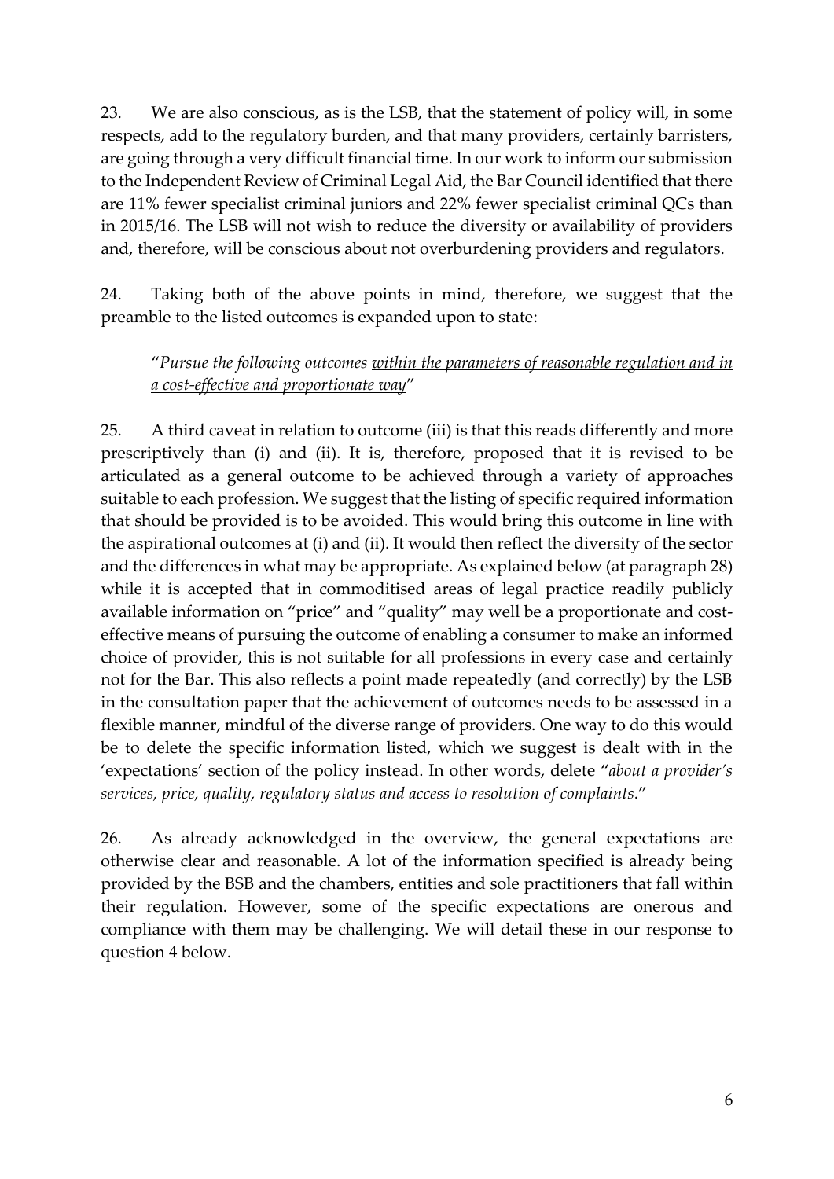23. We are also conscious, as is the LSB, that the statement of policy will, in some respects, add to the regulatory burden, and that many providers, certainly barristers, are going through a very difficult financial time. In our work to inform our submission to the Independent Review of Criminal Legal Aid, the Bar Council identified that there are 11% fewer specialist criminal juniors and 22% fewer specialist criminal QCs than in 2015/16. The LSB will not wish to reduce the diversity or availability of providers and, therefore, will be conscious about not overburdening providers and regulators.

24. Taking both of the above points in mind, therefore, we suggest that the preamble to the listed outcomes is expanded upon to state:

> "*Pursue the following outcomes <u>within the parameters of reasonable regulation and in a cost-effective and proportionate way</u>*"

25. A third caveat in relation to outcome (iii) is that this reads differently and more prescriptively than (i) and (ii). It is, therefore, proposed that it is revised to be articulated as a general outcome to be achieved through a variety of approaches suitable to each profession. We suggest that the listing of specific required information that should be provided is to be avoided. This would bring this outcome in line with the aspirational outcomes at (i) and (ii). It would then reflect the diversity of the sector and the differences in what may be appropriate. As explained below (at paragraph 28) while it is accepted that in commoditised areas of legal practice readily publicly available information on "price" and "quality" may well be a proportionate and cost-effective means of pursuing the outcome of enabling a consumer to make an informed choice of provider, this is not suitable for all professions in every case and certainly not for the Bar. This also reflects a point made repeatedly (and correctly) by the LSB in the consultation paper that the achievement of outcomes needs to be assessed in a flexible manner, mindful of the diverse range of providers. One way to do this would be to delete the specific information listed, which we suggest is dealt with in the 'expectations' section of the policy instead. In other words, delete "*about a provider's services, price, quality, regulatory status and access to resolution of complaints*."

26. As already acknowledged in the overview, the general expectations are otherwise clear and reasonable. A lot of the information specified is already being provided by the BSB and the chambers, entities and sole practitioners that fall within their regulation. However, some of the specific expectations are onerous and compliance with them may be challenging. We will detail these in our response to question 4 below.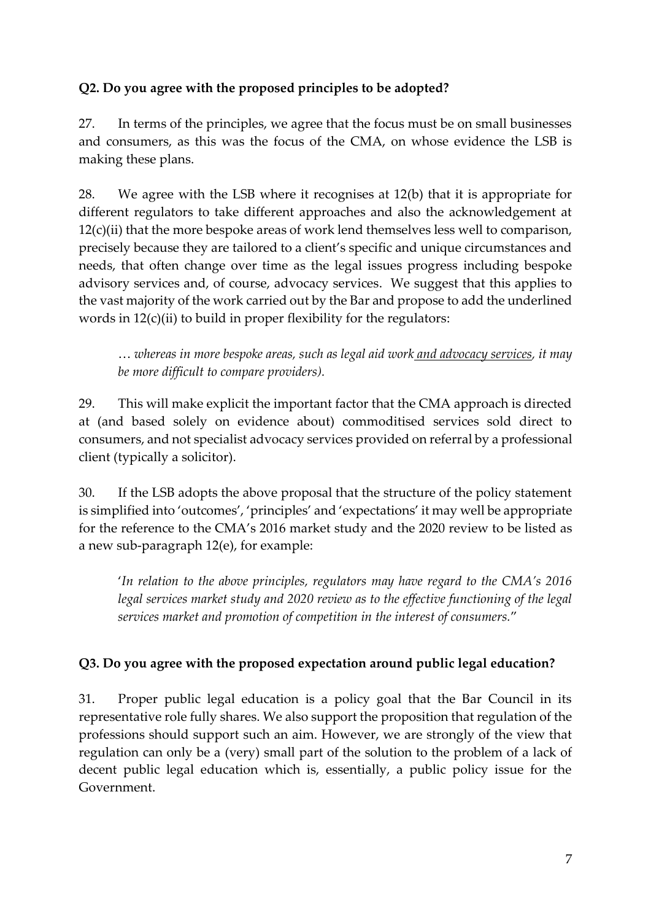**Q2. Do you agree with the proposed principles to be adopted?**

27. In terms of the principles, we agree that the focus must be on small businesses and consumers, as this was the focus of the CMA, on whose evidence the LSB is making these plans.

28. We agree with the LSB where it recognises at 12(b) that it is appropriate for different regulators to take different approaches and also the acknowledgement at 12(c)(ii) that the more bespoke areas of work lend themselves less well to comparison, precisely because they are tailored to a client's specific and unique circumstances and needs, that often change over time as the legal issues progress including bespoke advisory services and, of course, advocacy services. We suggest that this applies to the vast majority of the work carried out by the Bar and propose to add the underlined words in 12(c)(ii) to build in proper flexibility for the regulators:

> *… whereas in more bespoke areas, such as legal aid work <u>and advocacy services</u>, it may be more difficult to compare providers).*

29. This will make explicit the important factor that the CMA approach is directed at (and based solely on evidence about) commoditised services sold direct to consumers, and not specialist advocacy services provided on referral by a professional client (typically a solicitor).

30. If the LSB adopts the above proposal that the structure of the policy statement is simplified into 'outcomes', 'principles' and 'expectations' it may well be appropriate for the reference to the CMA's 2016 market study and the 2020 review to be listed as a new sub-paragraph 12(e), for example:

> '*In relation to the above principles, regulators may have regard to the CMA's 2016 legal services market study and 2020 review as to the effective functioning of the legal services market and promotion of competition in the interest of consumers.*"

**Q3. Do you agree with the proposed expectation around public legal education?**

31. Proper public legal education is a policy goal that the Bar Council in its representative role fully shares. We also support the proposition that regulation of the professions should support such an aim. However, we are strongly of the view that regulation can only be a (very) small part of the solution to the problem of a lack of decent public legal education which is, essentially, a public policy issue for the Government.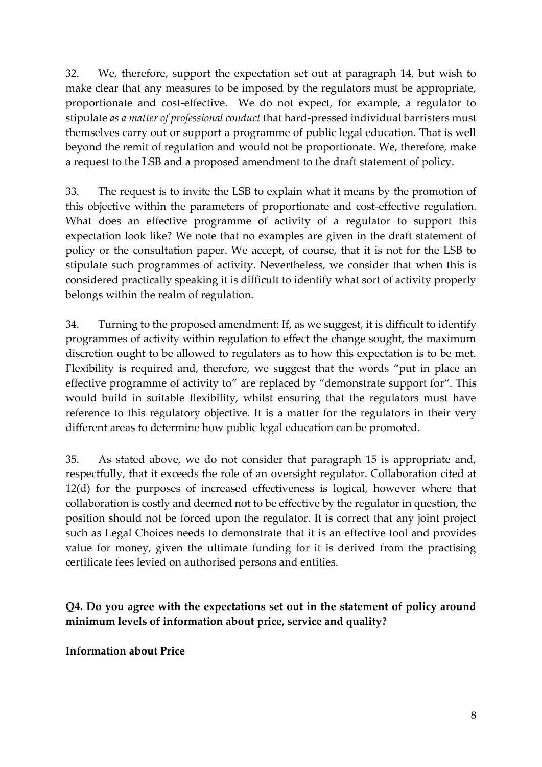32. We, therefore, support the expectation set out at paragraph 14, but wish to make clear that any measures to be imposed by the regulators must be appropriate, proportionate and cost-effective. We do not expect, for example, a regulator to stipulate *as a matter of professional conduct* that hard-pressed individual barristers must themselves carry out or support a programme of public legal education. That is well beyond the remit of regulation and would not be proportionate. We, therefore, make a request to the LSB and a proposed amendment to the draft statement of policy.

33. The request is to invite the LSB to explain what it means by the promotion of this objective within the parameters of proportionate and cost-effective regulation. What does an effective programme of activity of a regulator to support this expectation look like? We note that no examples are given in the draft statement of policy or the consultation paper. We accept, of course, that it is not for the LSB to stipulate such programmes of activity. Nevertheless, we consider that when this is considered practically speaking it is difficult to identify what sort of activity properly belongs within the realm of regulation.

34. Turning to the proposed amendment: If, as we suggest, it is difficult to identify programmes of activity within regulation to effect the change sought, the maximum discretion ought to be allowed to regulators as to how this expectation is to be met. Flexibility is required and, therefore, we suggest that the words "put in place an effective programme of activity to" are replaced by "demonstrate support for". This would build in suitable flexibility, whilst ensuring that the regulators must have reference to this regulatory objective. It is a matter for the regulators in their very different areas to determine how public legal education can be promoted.

35. As stated above, we do not consider that paragraph 15 is appropriate and, respectfully, that it exceeds the role of an oversight regulator. Collaboration cited at 12(d) for the purposes of increased effectiveness is logical, however where that collaboration is costly and deemed not to be effective by the regulator in question, the position should not be forced upon the regulator. It is correct that any joint project such as Legal Choices needs to demonstrate that it is an effective tool and provides value for money, given the ultimate funding for it is derived from the practising certificate fees levied on authorised persons and entities.

**Q4. Do you agree with the expectations set out in the statement of policy around minimum levels of information about price, service and quality?**

**Information about Price**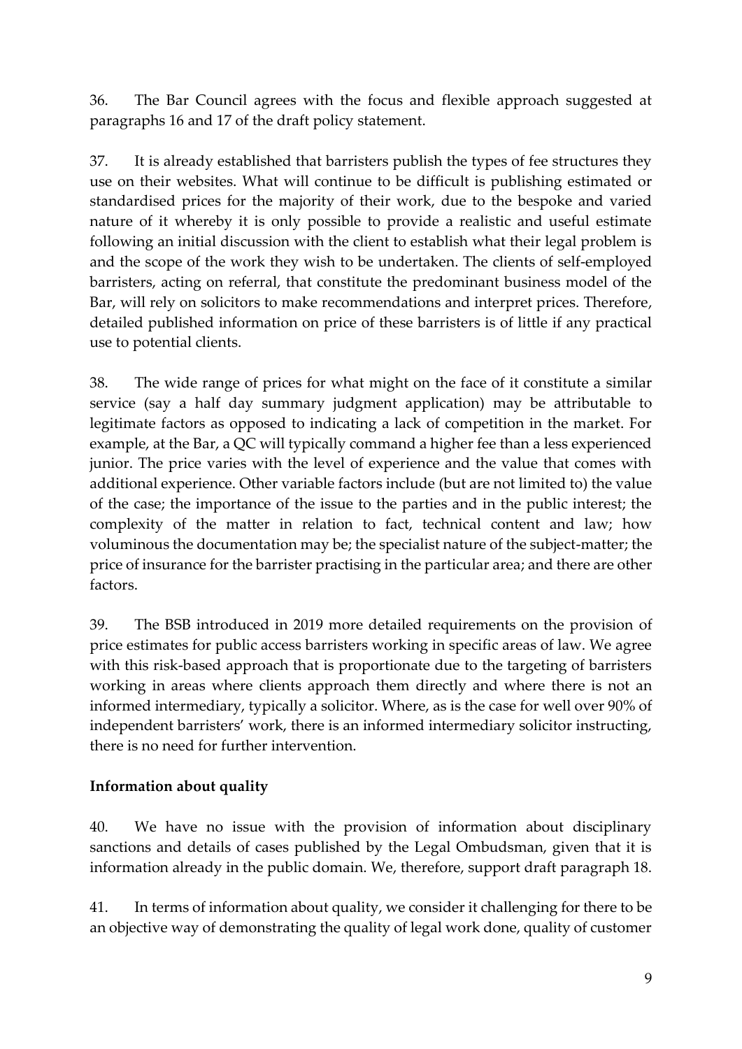36. The Bar Council agrees with the focus and flexible approach suggested at paragraphs 16 and 17 of the draft policy statement.

37. It is already established that barristers publish the types of fee structures they use on their websites. What will continue to be difficult is publishing estimated or standardised prices for the majority of their work, due to the bespoke and varied nature of it whereby it is only possible to provide a realistic and useful estimate following an initial discussion with the client to establish what their legal problem is and the scope of the work they wish to be undertaken. The clients of self-employed barristers, acting on referral, that constitute the predominant business model of the Bar, will rely on solicitors to make recommendations and interpret prices. Therefore, detailed published information on price of these barristers is of little if any practical use to potential clients.

38. The wide range of prices for what might on the face of it constitute a similar service (say a half day summary judgment application) may be attributable to legitimate factors as opposed to indicating a lack of competition in the market. For example, at the Bar, a QC will typically command a higher fee than a less experienced junior. The price varies with the level of experience and the value that comes with additional experience. Other variable factors include (but are not limited to) the value of the case; the importance of the issue to the parties and in the public interest; the complexity of the matter in relation to fact, technical content and law; how voluminous the documentation may be; the specialist nature of the subject-matter; the price of insurance for the barrister practising in the particular area; and there are other factors.

39. The BSB introduced in 2019 more detailed requirements on the provision of price estimates for public access barristers working in specific areas of law. We agree with this risk-based approach that is proportionate due to the targeting of barristers working in areas where clients approach them directly and where there is not an informed intermediary, typically a solicitor. Where, as is the case for well over 90% of independent barristers' work, there is an informed intermediary solicitor instructing, there is no need for further intervention.

**Information about quality**

40. We have no issue with the provision of information about disciplinary sanctions and details of cases published by the Legal Ombudsman, given that it is information already in the public domain. We, therefore, support draft paragraph 18.

41. In terms of information about quality, we consider it challenging for there to be an objective way of demonstrating the quality of legal work done, quality of customer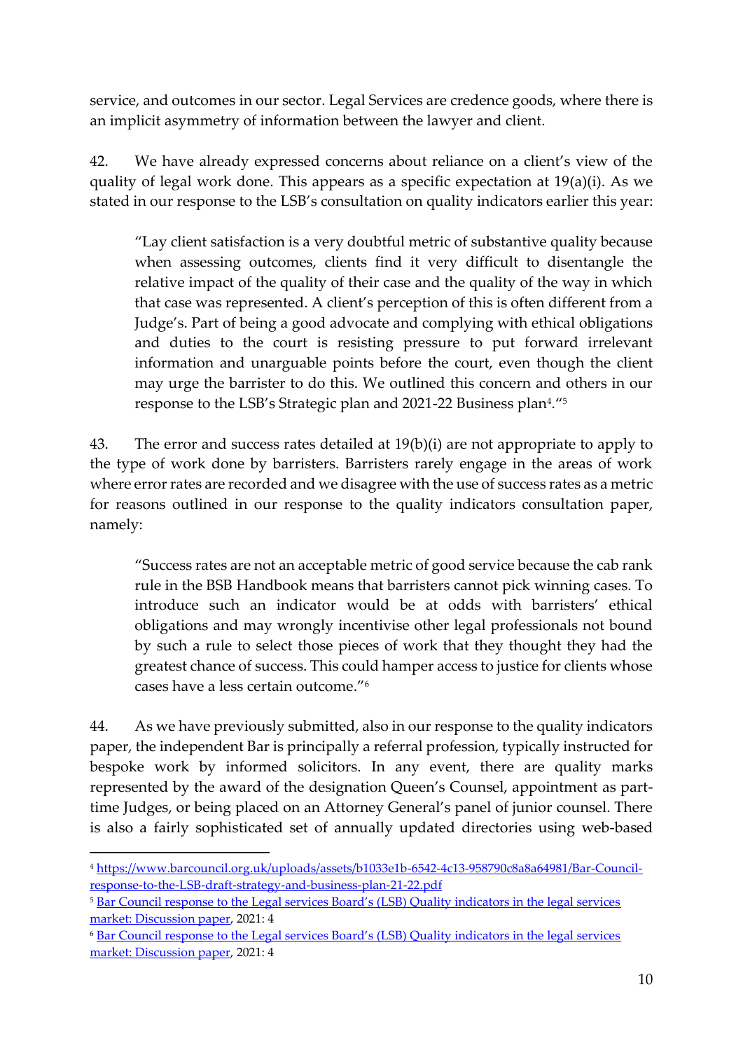service, and outcomes in our sector. Legal Services are credence goods, where there is an implicit asymmetry of information between the lawyer and client.

42. We have already expressed concerns about reliance on a client's view of the quality of legal work done. This appears as a specific expectation at 19(a)(i). As we stated in our response to the LSB's consultation on quality indicators earlier this year:

> "Lay client satisfaction is a very doubtful metric of substantive quality because when assessing outcomes, clients find it very difficult to disentangle the relative impact of the quality of their case and the quality of the way in which that case was represented. A client's perception of this is often different from a Judge's. Part of being a good advocate and complying with ethical obligations and duties to the court is resisting pressure to put forward irrelevant information and unarguable points before the court, even though the client may urge the barrister to do this. We outlined this concern and others in our response to the LSB's Strategic plan and 2021-22 Business plan[4]."[5]

43. The error and success rates detailed at 19(b)(i) are not appropriate to apply to the type of work done by barristers. Barristers rarely engage in the areas of work where error rates are recorded and we disagree with the use of success rates as a metric for reasons outlined in our response to the quality indicators consultation paper, namely:

> "Success rates are not an acceptable metric of good service because the cab rank rule in the BSB Handbook means that barristers cannot pick winning cases. To introduce such an indicator would be at odds with barristers' ethical obligations and may wrongly incentivise other legal professionals not bound by such a rule to select those pieces of work that they thought they had the greatest chance of success. This could hamper access to justice for clients whose cases have a less certain outcome."[6]

44. As we have previously submitted, also in our response to the quality indicators paper, the independent Bar is principally a referral profession, typically instructed for bespoke work by informed solicitors. In any event, there are quality marks represented by the award of the designation Queen's Counsel, appointment as part-time Judges, or being placed on an Attorney General's panel of junior counsel. There is also a fairly sophisticated set of annually updated directories using web-based

---

[4] https://www.barcouncil.org.uk/uploads/assets/b1033e1b-6542-4c13-958790c8a8a64981/Bar-Council-response-to-the-LSB-draft-strategy-and-business-plan-21-22.pdf

[5] Bar Council response to the Legal services Board's (LSB) Quality indicators in the legal services market: Discussion paper, 2021: 4

[6] Bar Council response to the Legal services Board's (LSB) Quality indicators in the legal services market: Discussion paper, 2021: 4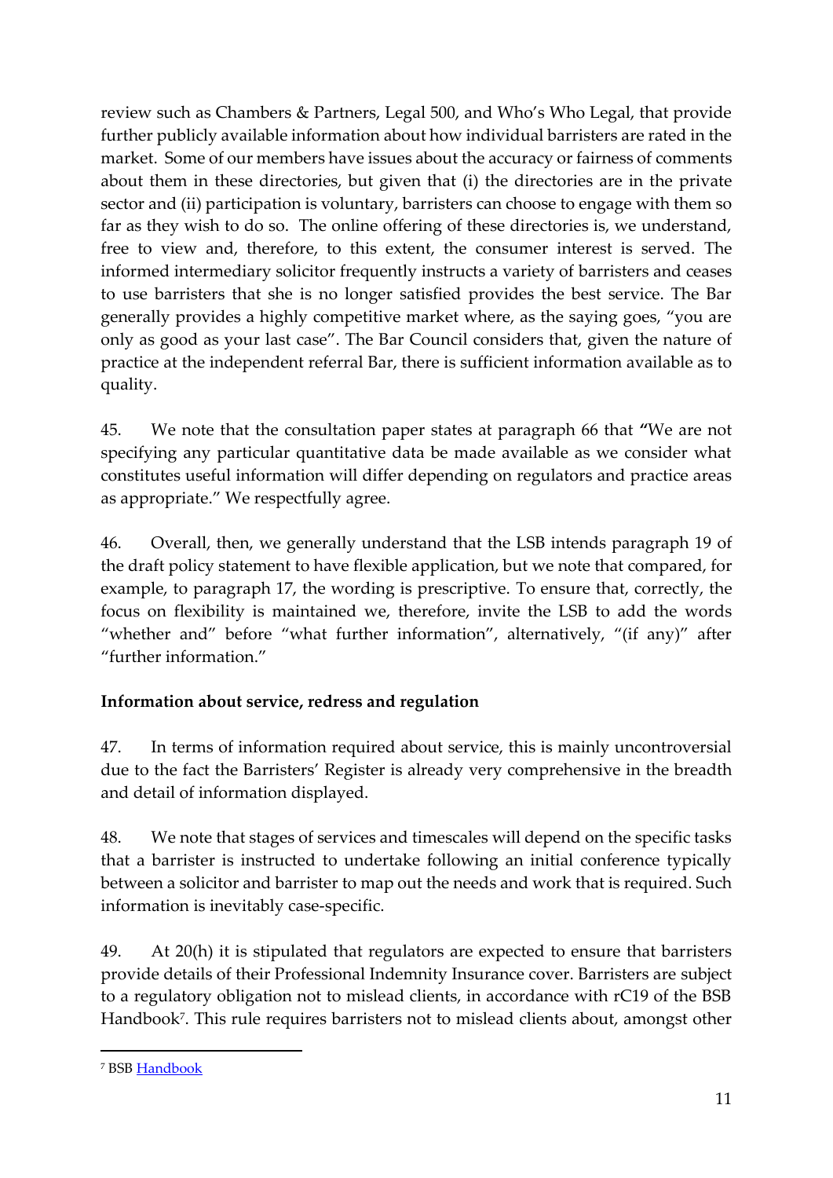review such as Chambers & Partners, Legal 500, and Who's Who Legal, that provide further publicly available information about how individual barristers are rated in the market. Some of our members have issues about the accuracy or fairness of comments about them in these directories, but given that (i) the directories are in the private sector and (ii) participation is voluntary, barristers can choose to engage with them so far as they wish to do so. The online offering of these directories is, we understand, free to view and, therefore, to this extent, the consumer interest is served. The informed intermediary solicitor frequently instructs a variety of barristers and ceases to use barristers that she is no longer satisfied provides the best service. The Bar generally provides a highly competitive market where, as the saying goes, "you are only as good as your last case". The Bar Council considers that, given the nature of practice at the independent referral Bar, there is sufficient information available as to quality.

45. We note that the consultation paper states at paragraph 66 that **"**We are not specifying any particular quantitative data be made available as we consider what constitutes useful information will differ depending on regulators and practice areas as appropriate." We respectfully agree.

46. Overall, then, we generally understand that the LSB intends paragraph 19 of the draft policy statement to have flexible application, but we note that compared, for example, to paragraph 17, the wording is prescriptive. To ensure that, correctly, the focus on flexibility is maintained we, therefore, invite the LSB to add the words "whether and" before "what further information", alternatively, "(if any)" after "further information."

**Information about service, redress and regulation**

47. In terms of information required about service, this is mainly uncontroversial due to the fact the Barristers' Register is already very comprehensive in the breadth and detail of information displayed.

48. We note that stages of services and timescales will depend on the specific tasks that a barrister is instructed to undertake following an initial conference typically between a solicitor and barrister to map out the needs and work that is required. Such information is inevitably case-specific.

49. At 20(h) it is stipulated that regulators are expected to ensure that barristers provide details of their Professional Indemnity Insurance cover. Barristers are subject to a regulatory obligation not to mislead clients, in accordance with rC19 of the BSB Handbook[7]. This rule requires barristers not to mislead clients about, amongst other

[7] BSB Handbook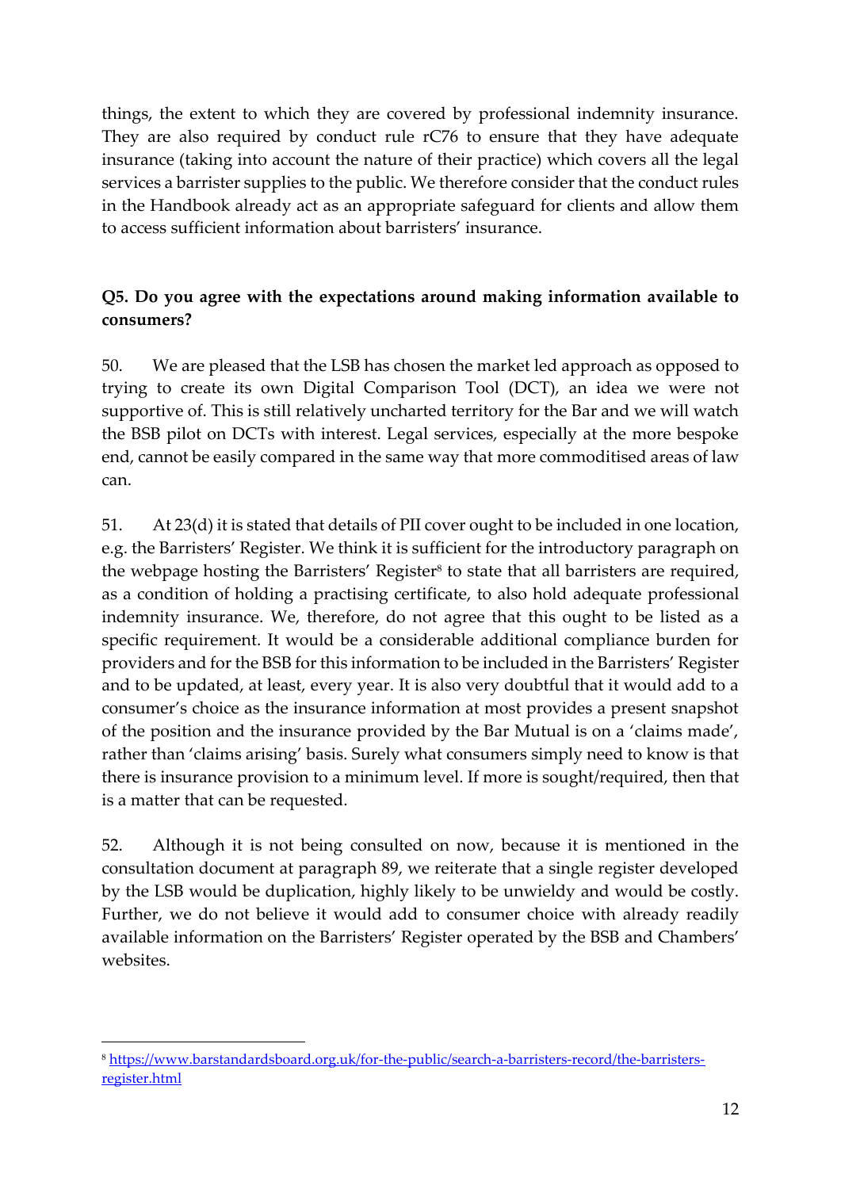things, the extent to which they are covered by professional indemnity insurance. They are also required by conduct rule rC76 to ensure that they have adequate insurance (taking into account the nature of their practice) which covers all the legal services a barrister supplies to the public. We therefore consider that the conduct rules in the Handbook already act as an appropriate safeguard for clients and allow them to access sufficient information about barristers' insurance.

**Q5. Do you agree with the expectations around making information available to consumers?**

50. We are pleased that the LSB has chosen the market led approach as opposed to trying to create its own Digital Comparison Tool (DCT), an idea we were not supportive of. This is still relatively uncharted territory for the Bar and we will watch the BSB pilot on DCTs with interest. Legal services, especially at the more bespoke end, cannot be easily compared in the same way that more commoditised areas of law can.

51. At 23(d) it is stated that details of PII cover ought to be included in one location, e.g. the Barristers' Register. We think it is sufficient for the introductory paragraph on the webpage hosting the Barristers' Register[8] to state that all barristers are required, as a condition of holding a practising certificate, to also hold adequate professional indemnity insurance. We, therefore, do not agree that this ought to be listed as a specific requirement. It would be a considerable additional compliance burden for providers and for the BSB for this information to be included in the Barristers' Register and to be updated, at least, every year. It is also very doubtful that it would add to a consumer's choice as the insurance information at most provides a present snapshot of the position and the insurance provided by the Bar Mutual is on a 'claims made', rather than 'claims arising' basis. Surely what consumers simply need to know is that there is insurance provision to a minimum level. If more is sought/required, then that is a matter that can be requested.

52. Although it is not being consulted on now, because it is mentioned in the consultation document at paragraph 89, we reiterate that a single register developed by the LSB would be duplication, highly likely to be unwieldy and would be costly. Further, we do not believe it would add to consumer choice with already readily available information on the Barristers' Register operated by the BSB and Chambers' websites.

---

[8] https://www.barstandardsboard.org.uk/for-the-public/search-a-barristers-record/the-barristers-register.html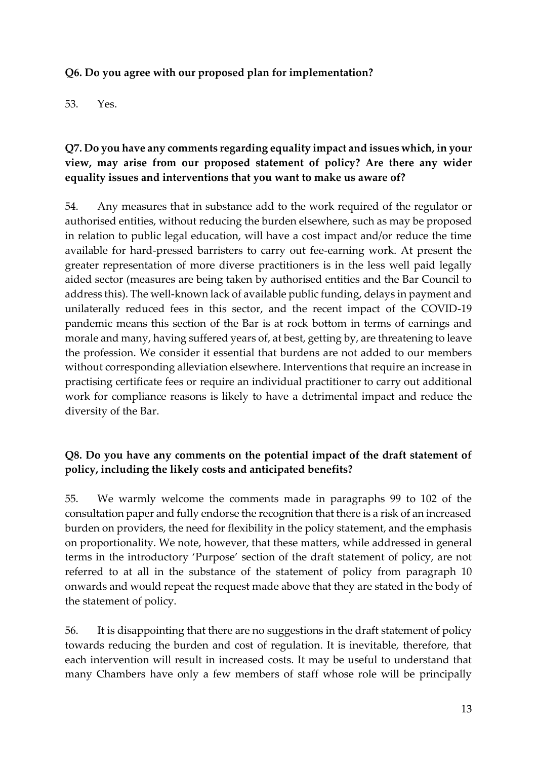**Q6. Do you agree with our proposed plan for implementation?**

53. Yes.

**Q7. Do you have any comments regarding equality impact and issues which, in your view, may arise from our proposed statement of policy? Are there any wider equality issues and interventions that you want to make us aware of?**

54. Any measures that in substance add to the work required of the regulator or authorised entities, without reducing the burden elsewhere, such as may be proposed in relation to public legal education, will have a cost impact and/or reduce the time available for hard-pressed barristers to carry out fee-earning work. At present the greater representation of more diverse practitioners is in the less well paid legally aided sector (measures are being taken by authorised entities and the Bar Council to address this). The well-known lack of available public funding, delays in payment and unilaterally reduced fees in this sector, and the recent impact of the COVID-19 pandemic means this section of the Bar is at rock bottom in terms of earnings and morale and many, having suffered years of, at best, getting by, are threatening to leave the profession. We consider it essential that burdens are not added to our members without corresponding alleviation elsewhere. Interventions that require an increase in practising certificate fees or require an individual practitioner to carry out additional work for compliance reasons is likely to have a detrimental impact and reduce the diversity of the Bar.

**Q8. Do you have any comments on the potential impact of the draft statement of policy, including the likely costs and anticipated benefits?**

55. We warmly welcome the comments made in paragraphs 99 to 102 of the consultation paper and fully endorse the recognition that there is a risk of an increased burden on providers, the need for flexibility in the policy statement, and the emphasis on proportionality. We note, however, that these matters, while addressed in general terms in the introductory 'Purpose' section of the draft statement of policy, are not referred to at all in the substance of the statement of policy from paragraph 10 onwards and would repeat the request made above that they are stated in the body of the statement of policy.

56. It is disappointing that there are no suggestions in the draft statement of policy towards reducing the burden and cost of regulation. It is inevitable, therefore, that each intervention will result in increased costs. It may be useful to understand that many Chambers have only a few members of staff whose role will be principally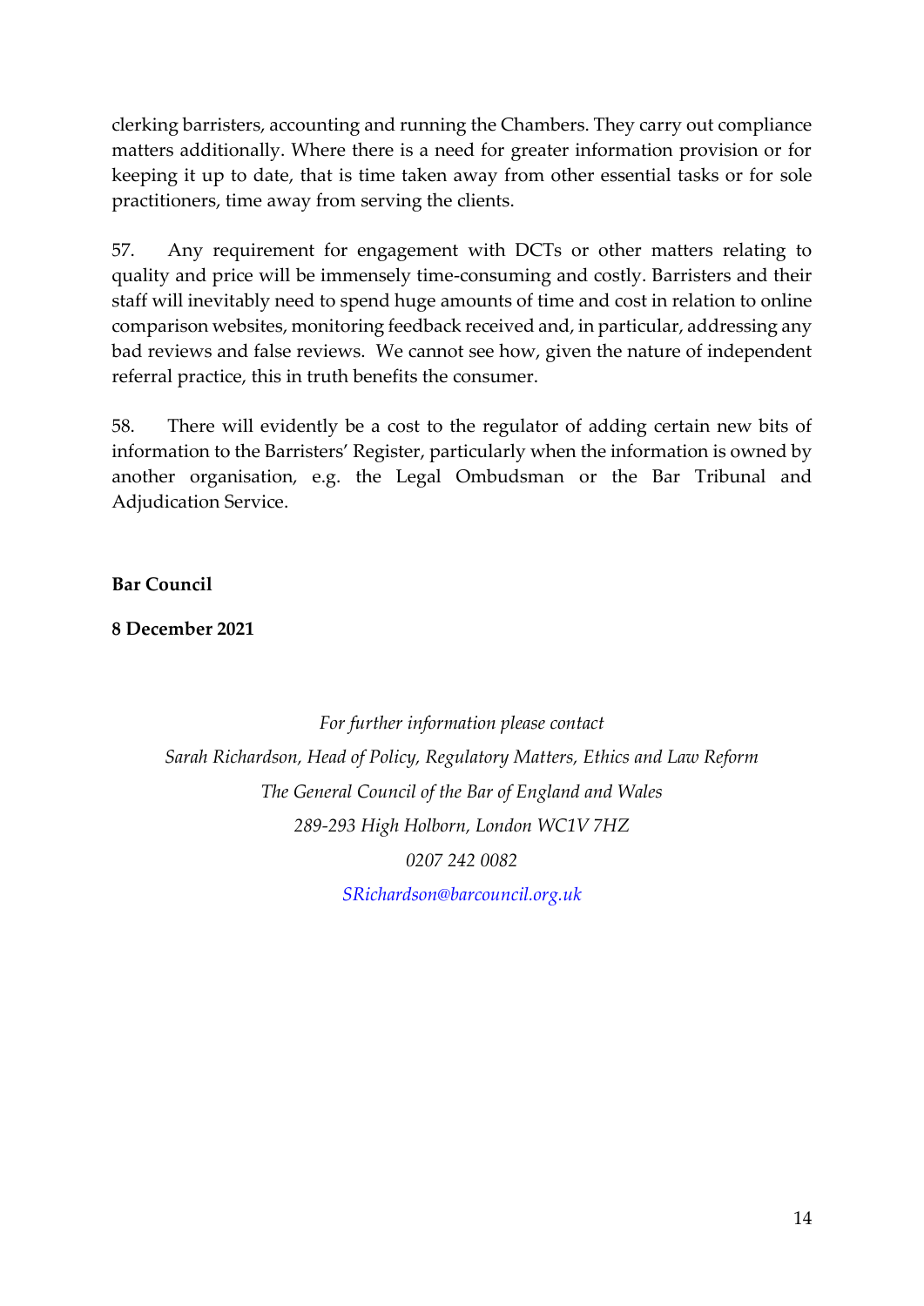clerking barristers, accounting and running the Chambers. They carry out compliance matters additionally. Where there is a need for greater information provision or for keeping it up to date, that is time taken away from other essential tasks or for sole practitioners, time away from serving the clients.

57. Any requirement for engagement with DCTs or other matters relating to quality and price will be immensely time-consuming and costly. Barristers and their staff will inevitably need to spend huge amounts of time and cost in relation to online comparison websites, monitoring feedback received and, in particular, addressing any bad reviews and false reviews. We cannot see how, given the nature of independent referral practice, this in truth benefits the consumer.

58. There will evidently be a cost to the regulator of adding certain new bits of information to the Barristers' Register, particularly when the information is owned by another organisation, e.g. the Legal Ombudsman or the Bar Tribunal and Adjudication Service.

**Bar Council**

**8 December 2021**

*For further information please contact*

*Sarah Richardson, Head of Policy, Regulatory Matters, Ethics and Law Reform*

*The General Council of the Bar of England and Wales*

*289-293 High Holborn, London WC1V 7HZ*

*0207 242 0082*

*SRichardson@barcouncil.org.uk*